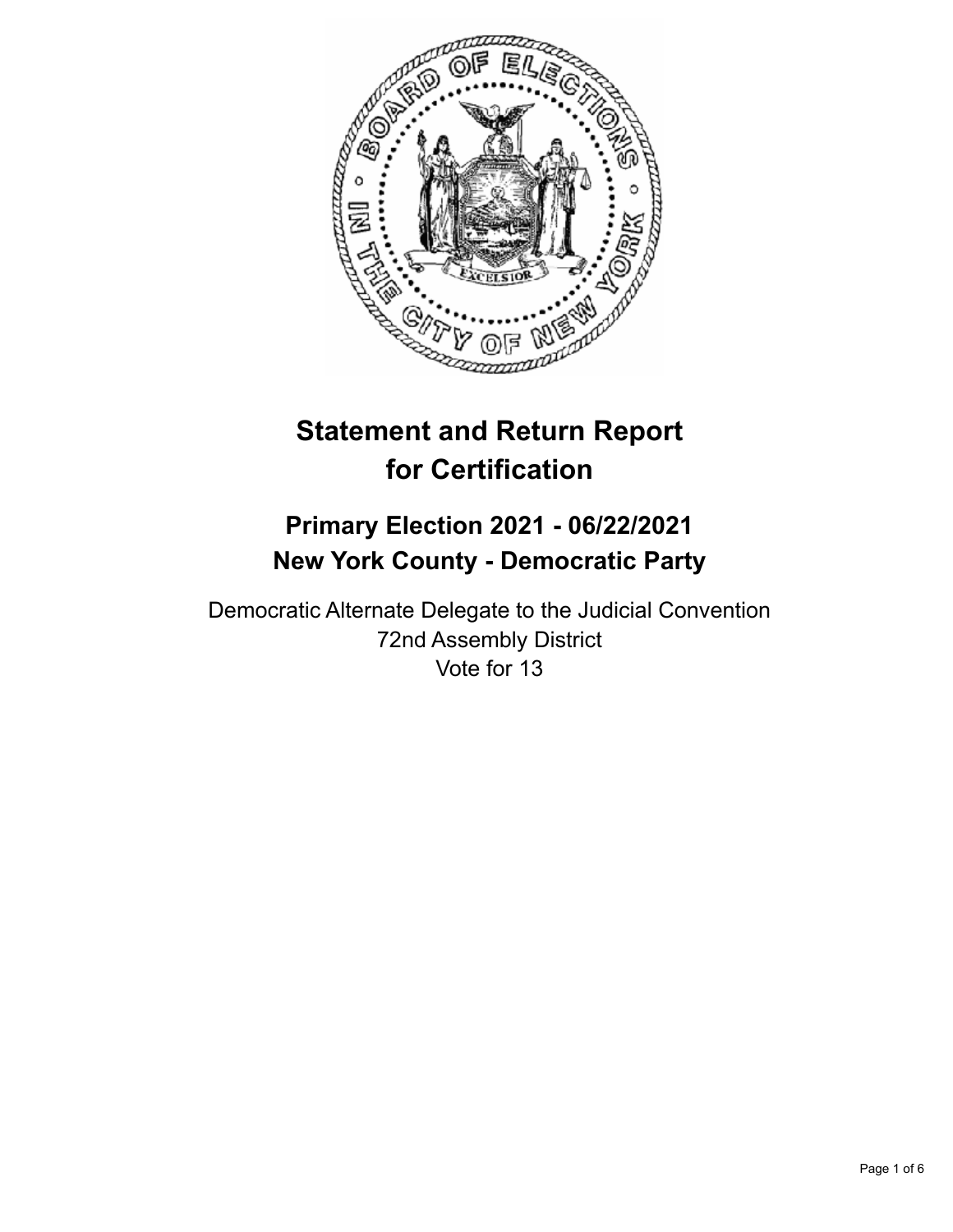# Statement and Return Report for Certification

## Primary Election 2021 - 06/22/2021
## New York County - Democratic Party

Democratic Alternate Delegate to the Judicial Convention
72nd Assembly District
Vote for 13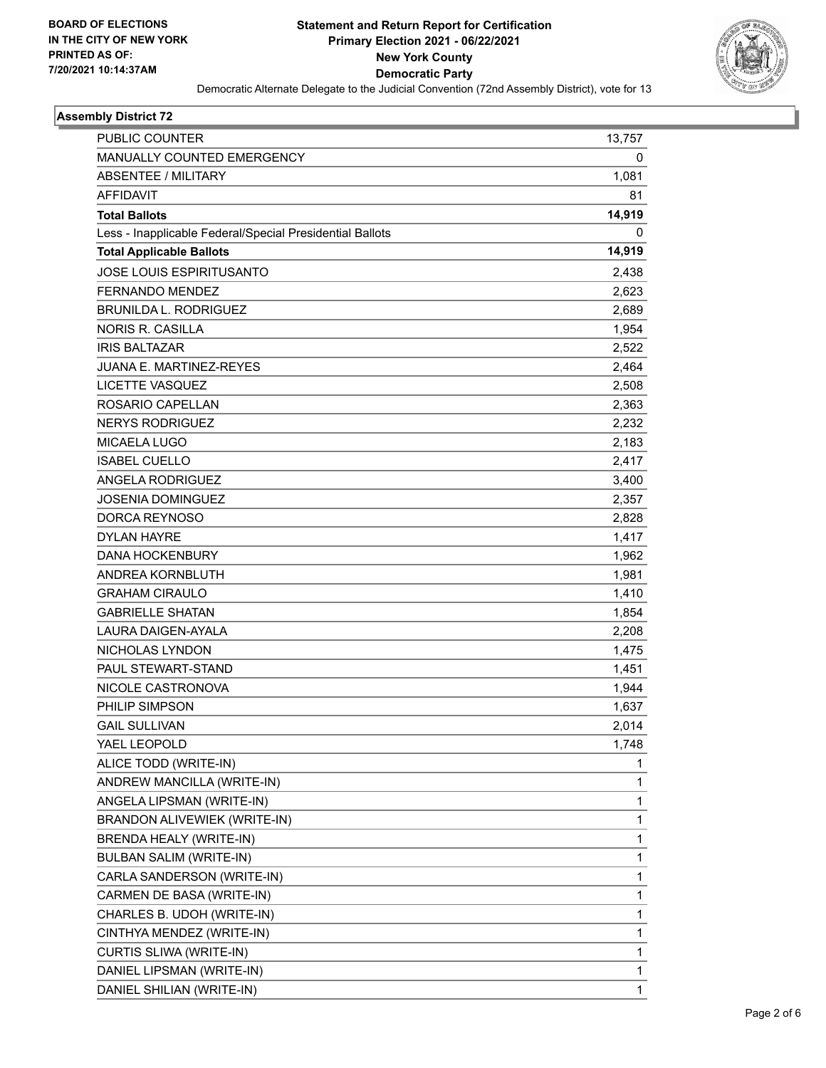**BOARD OF ELECTIONS IN THE CITY OF NEW YORK PRINTED AS OF: 7/20/2021 10:14:37AM**

# Statement and Return Report for Certification
## Primary Election 2021 - 06/22/2021
## New York County
## Democratic Party

Democratic Alternate Delegate to the Judicial Convention (72nd Assembly District), vote for 13

### Assembly District 72

| | |
|---|---|
| PUBLIC COUNTER | 13,757 |
| MANUALLY COUNTED EMERGENCY | 0 |
| ABSENTEE / MILITARY | 1,081 |
| AFFIDAVIT | 81 |
| **Total Ballots** | **14,919** |
| Less - Inapplicable Federal/Special Presidential Ballots | 0 |
| **Total Applicable Ballots** | **14,919** |
| JOSE LOUIS ESPIRITUSANTO | 2,438 |
| FERNANDO MENDEZ | 2,623 |
| BRUNILDA L. RODRIGUEZ | 2,689 |
| NORIS R. CASILLA | 1,954 |
| IRIS BALTAZAR | 2,522 |
| JUANA E. MARTINEZ-REYES | 2,464 |
| LICETTE VASQUEZ | 2,508 |
| ROSARIO CAPELLAN | 2,363 |
| NERYS RODRIGUEZ | 2,232 |
| MICAELA LUGO | 2,183 |
| ISABEL CUELLO | 2,417 |
| ANGELA RODRIGUEZ | 3,400 |
| JOSENIA DOMINGUEZ | 2,357 |
| DORCA REYNOSO | 2,828 |
| DYLAN HAYRE | 1,417 |
| DANA HOCKENBURY | 1,962 |
| ANDREA KORNBLUTH | 1,981 |
| GRAHAM CIRAULO | 1,410 |
| GABRIELLE SHATAN | 1,854 |
| LAURA DAIGEN-AYALA | 2,208 |
| NICHOLAS LYNDON | 1,475 |
| PAUL STEWART-STAND | 1,451 |
| NICOLE CASTRONOVA | 1,944 |
| PHILIP SIMPSON | 1,637 |
| GAIL SULLIVAN | 2,014 |
| YAEL LEOPOLD | 1,748 |
| ALICE TODD (WRITE-IN) | 1 |
| ANDREW MANCILLA (WRITE-IN) | 1 |
| ANGELA LIPSMAN (WRITE-IN) | 1 |
| BRANDON ALIVEWIEK (WRITE-IN) | 1 |
| BRENDA HEALY (WRITE-IN) | 1 |
| BULBAN SALIM (WRITE-IN) | 1 |
| CARLA SANDERSON (WRITE-IN) | 1 |
| CARMEN DE BASA (WRITE-IN) | 1 |
| CHARLES B. UDOH (WRITE-IN) | 1 |
| CINTHYA MENDEZ (WRITE-IN) | 1 |
| CURTIS SLIWA (WRITE-IN) | 1 |
| DANIEL LIPSMAN (WRITE-IN) | 1 |
| DANIEL SHILIAN (WRITE-IN) | 1 |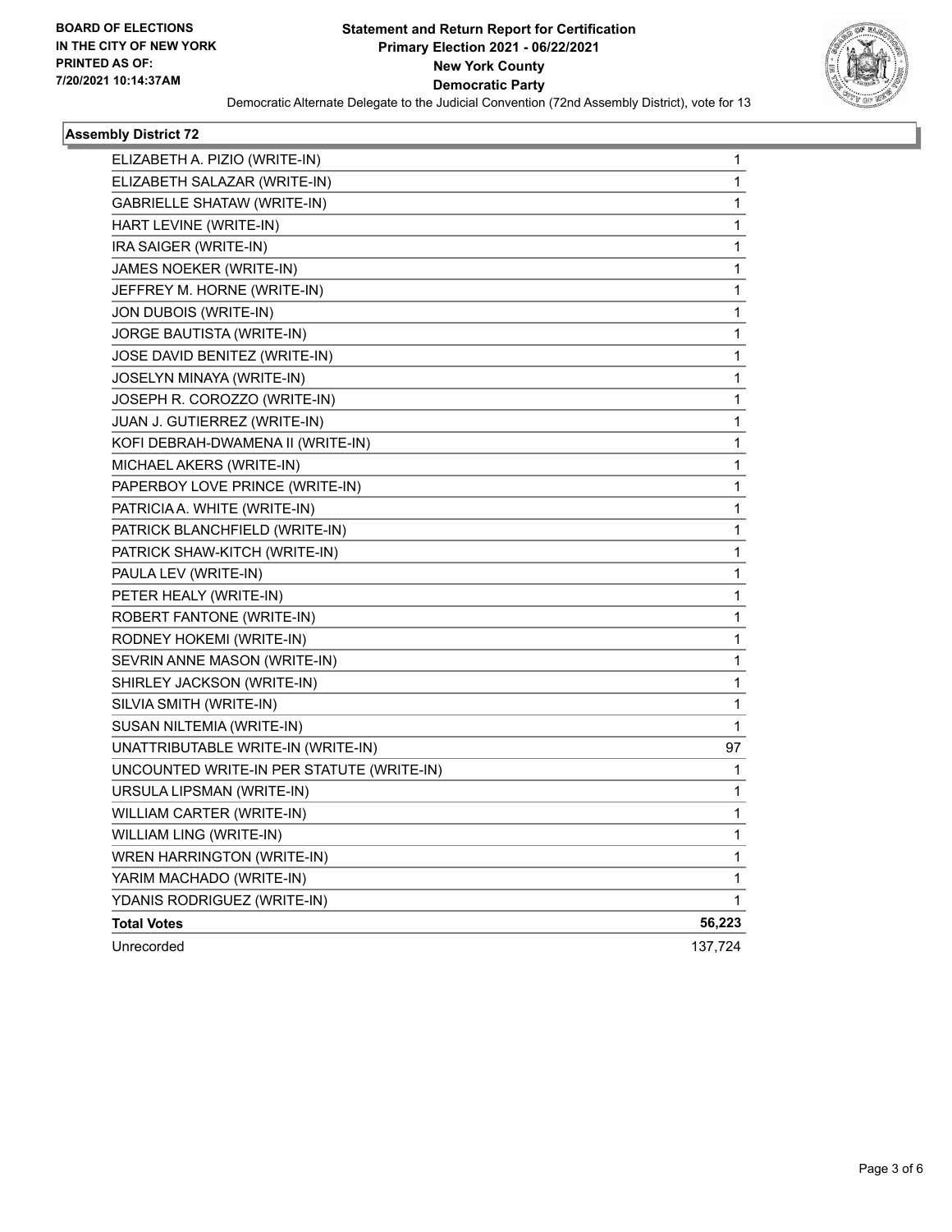**Statement and Return Report for Certification**
**Primary Election 2021 - 06/22/2021**
**New York County**
**Democratic Party**
Democratic Alternate Delegate to the Judicial Convention (72nd Assembly District), vote for 13

BOARD OF ELECTIONS IN THE CITY OF NEW YORK PRINTED AS OF: 7/20/2021 10:14:37AM

### Assembly District 72

| Candidate | Votes |
|---|---|
| ELIZABETH A. PIZIO (WRITE-IN) | 1 |
| ELIZABETH SALAZAR (WRITE-IN) | 1 |
| GABRIELLE SHATAW (WRITE-IN) | 1 |
| HART LEVINE (WRITE-IN) | 1 |
| IRA SAIGER (WRITE-IN) | 1 |
| JAMES NOEKER (WRITE-IN) | 1 |
| JEFFREY M. HORNE (WRITE-IN) | 1 |
| JON DUBOIS (WRITE-IN) | 1 |
| JORGE BAUTISTA (WRITE-IN) | 1 |
| JOSE DAVID BENITEZ (WRITE-IN) | 1 |
| JOSELYN MINAYA (WRITE-IN) | 1 |
| JOSEPH R. COROZZO (WRITE-IN) | 1 |
| JUAN J. GUTIERREZ (WRITE-IN) | 1 |
| KOFI DEBRAH-DWAMENA II (WRITE-IN) | 1 |
| MICHAEL AKERS (WRITE-IN) | 1 |
| PAPERBOY LOVE PRINCE (WRITE-IN) | 1 |
| PATRICIA A. WHITE (WRITE-IN) | 1 |
| PATRICK BLANCHFIELD (WRITE-IN) | 1 |
| PATRICK SHAW-KITCH (WRITE-IN) | 1 |
| PAULA LEV (WRITE-IN) | 1 |
| PETER HEALY (WRITE-IN) | 1 |
| ROBERT FANTONE (WRITE-IN) | 1 |
| RODNEY HOKEMI (WRITE-IN) | 1 |
| SEVRIN ANNE MASON (WRITE-IN) | 1 |
| SHIRLEY JACKSON (WRITE-IN) | 1 |
| SILVIA SMITH (WRITE-IN) | 1 |
| SUSAN NILTEMIA (WRITE-IN) | 1 |
| UNATTRIBUTABLE WRITE-IN (WRITE-IN) | 97 |
| UNCOUNTED WRITE-IN PER STATUTE (WRITE-IN) | 1 |
| URSULA LIPSMAN (WRITE-IN) | 1 |
| WILLIAM CARTER (WRITE-IN) | 1 |
| WILLIAM LING (WRITE-IN) | 1 |
| WREN HARRINGTON (WRITE-IN) | 1 |
| YARIM MACHADO (WRITE-IN) | 1 |
| YDANIS RODRIGUEZ (WRITE-IN) | 1 |
| **Total Votes** | **56,223** |
| Unrecorded | 137,724 |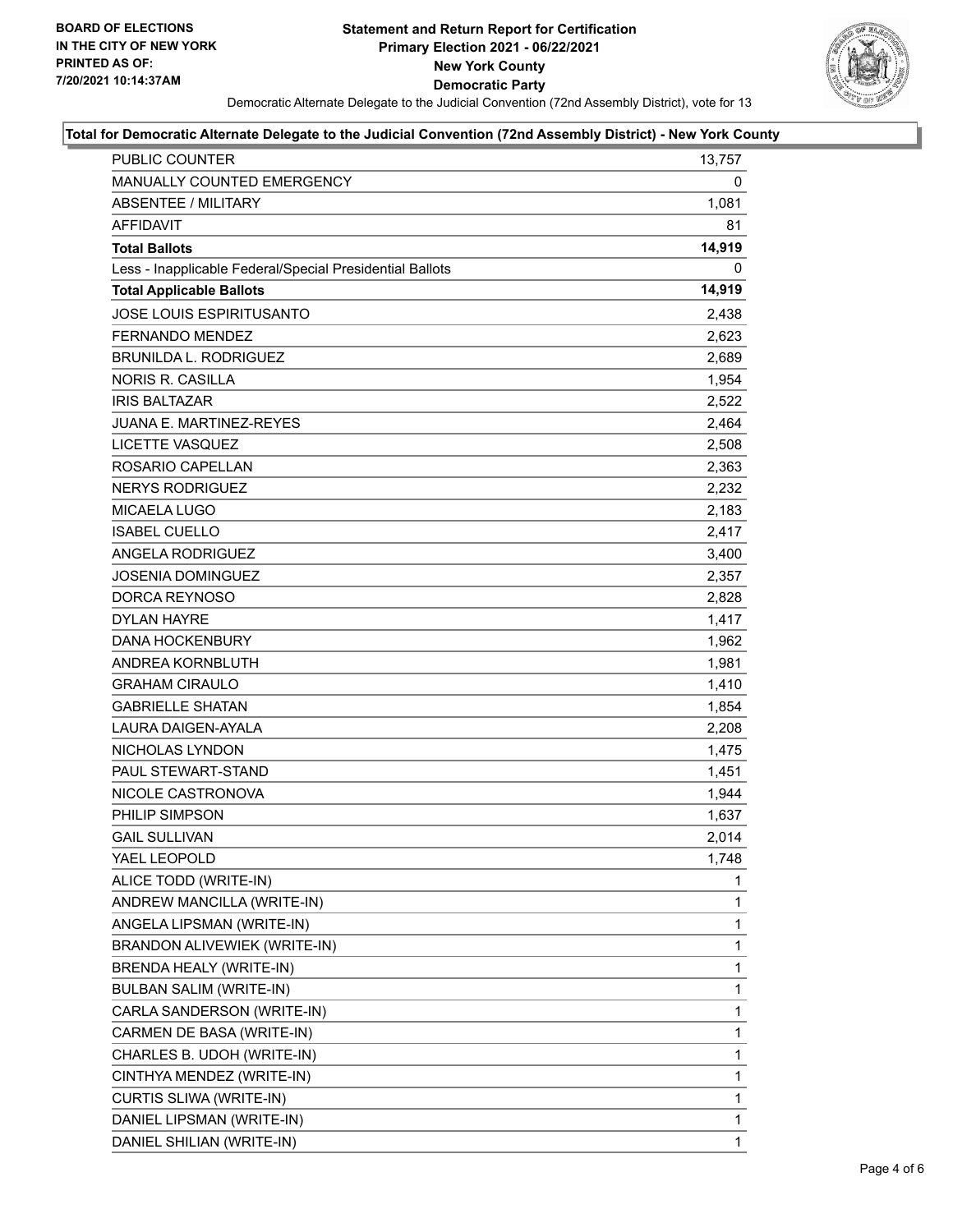BOARD OF ELECTIONS
IN THE CITY OF NEW YORK
PRINTED AS OF:
7/20/2021 10:14:37AM

**Statement and Return Report for Certification**
**Primary Election 2021 - 06/22/2021**
**New York County**
**Democratic Party**
Democratic Alternate Delegate to the Judicial Convention (72nd Assembly District), vote for 13

**Total for Democratic Alternate Delegate to the Judicial Convention (72nd Assembly District) - New York County**

| | |
|---|---|
| PUBLIC COUNTER | 13,757 |
| MANUALLY COUNTED EMERGENCY | 0 |
| ABSENTEE / MILITARY | 1,081 |
| AFFIDAVIT | 81 |
| **Total Ballots** | **14,919** |
| Less - Inapplicable Federal/Special Presidential Ballots | 0 |
| **Total Applicable Ballots** | **14,919** |
| JOSE LOUIS ESPIRITUSANTO | 2,438 |
| FERNANDO MENDEZ | 2,623 |
| BRUNILDA L. RODRIGUEZ | 2,689 |
| NORIS R. CASILLA | 1,954 |
| IRIS BALTAZAR | 2,522 |
| JUANA E. MARTINEZ-REYES | 2,464 |
| LICETTE VASQUEZ | 2,508 |
| ROSARIO CAPELLAN | 2,363 |
| NERYS RODRIGUEZ | 2,232 |
| MICAELA LUGO | 2,183 |
| ISABEL CUELLO | 2,417 |
| ANGELA RODRIGUEZ | 3,400 |
| JOSENIA DOMINGUEZ | 2,357 |
| DORCA REYNOSO | 2,828 |
| DYLAN HAYRE | 1,417 |
| DANA HOCKENBURY | 1,962 |
| ANDREA KORNBLUTH | 1,981 |
| GRAHAM CIRAULO | 1,410 |
| GABRIELLE SHATAN | 1,854 |
| LAURA DAIGEN-AYALA | 2,208 |
| NICHOLAS LYNDON | 1,475 |
| PAUL STEWART-STAND | 1,451 |
| NICOLE CASTRONOVA | 1,944 |
| PHILIP SIMPSON | 1,637 |
| GAIL SULLIVAN | 2,014 |
| YAEL LEOPOLD | 1,748 |
| ALICE TODD (WRITE-IN) | 1 |
| ANDREW MANCILLA (WRITE-IN) | 1 |
| ANGELA LIPSMAN (WRITE-IN) | 1 |
| BRANDON ALIVEWIEK (WRITE-IN) | 1 |
| BRENDA HEALY (WRITE-IN) | 1 |
| BULBAN SALIM (WRITE-IN) | 1 |
| CARLA SANDERSON (WRITE-IN) | 1 |
| CARMEN DE BASA (WRITE-IN) | 1 |
| CHARLES B. UDOH (WRITE-IN) | 1 |
| CINTHYA MENDEZ (WRITE-IN) | 1 |
| CURTIS SLIWA (WRITE-IN) | 1 |
| DANIEL LIPSMAN (WRITE-IN) | 1 |
| DANIEL SHILIAN (WRITE-IN) | 1 |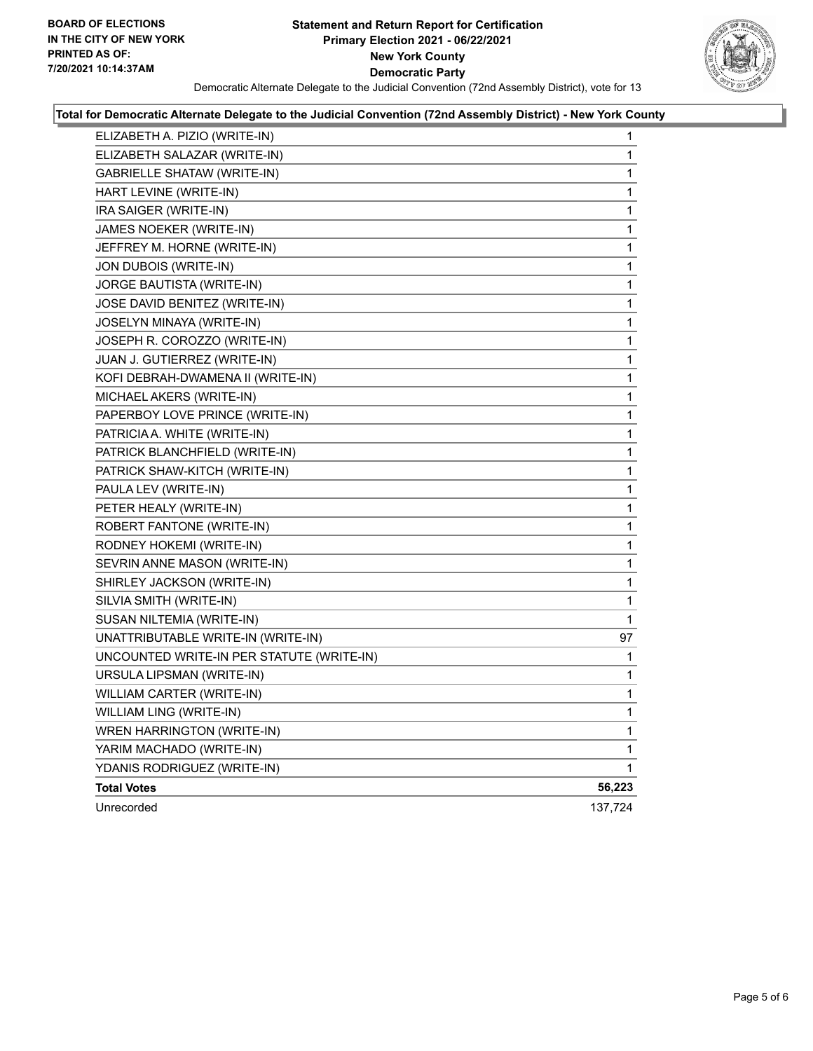**Total for Democratic Alternate Delegate to the Judicial Convention (72nd Assembly District) - New York County**

| Candidate | Votes |
|---|---|
| ELIZABETH A. PIZIO (WRITE-IN) | 1 |
| ELIZABETH SALAZAR (WRITE-IN) | 1 |
| GABRIELLE SHATAW (WRITE-IN) | 1 |
| HART LEVINE (WRITE-IN) | 1 |
| IRA SAIGER (WRITE-IN) | 1 |
| JAMES NOEKER (WRITE-IN) | 1 |
| JEFFREY M. HORNE (WRITE-IN) | 1 |
| JON DUBOIS (WRITE-IN) | 1 |
| JORGE BAUTISTA (WRITE-IN) | 1 |
| JOSE DAVID BENITEZ (WRITE-IN) | 1 |
| JOSELYN MINAYA (WRITE-IN) | 1 |
| JOSEPH R. COROZZO (WRITE-IN) | 1 |
| JUAN J. GUTIERREZ (WRITE-IN) | 1 |
| KOFI DEBRAH-DWAMENA II (WRITE-IN) | 1 |
| MICHAEL AKERS (WRITE-IN) | 1 |
| PAPERBOY LOVE PRINCE (WRITE-IN) | 1 |
| PATRICIA A. WHITE (WRITE-IN) | 1 |
| PATRICK BLANCHFIELD (WRITE-IN) | 1 |
| PATRICK SHAW-KITCH (WRITE-IN) | 1 |
| PAULA LEV (WRITE-IN) | 1 |
| PETER HEALY (WRITE-IN) | 1 |
| ROBERT FANTONE (WRITE-IN) | 1 |
| RODNEY HOKEMI (WRITE-IN) | 1 |
| SEVRIN ANNE MASON (WRITE-IN) | 1 |
| SHIRLEY JACKSON (WRITE-IN) | 1 |
| SILVIA SMITH (WRITE-IN) | 1 |
| SUSAN NILTEMIA (WRITE-IN) | 1 |
| UNATTRIBUTABLE WRITE-IN (WRITE-IN) | 97 |
| UNCOUNTED WRITE-IN PER STATUTE (WRITE-IN) | 1 |
| URSULA LIPSMAN (WRITE-IN) | 1 |
| WILLIAM CARTER (WRITE-IN) | 1 |
| WILLIAM LING (WRITE-IN) | 1 |
| WREN HARRINGTON (WRITE-IN) | 1 |
| YARIM MACHADO (WRITE-IN) | 1 |
| YDANIS RODRIGUEZ (WRITE-IN) | 1 |
| **Total Votes** | **56,223** |
| Unrecorded | 137,724 |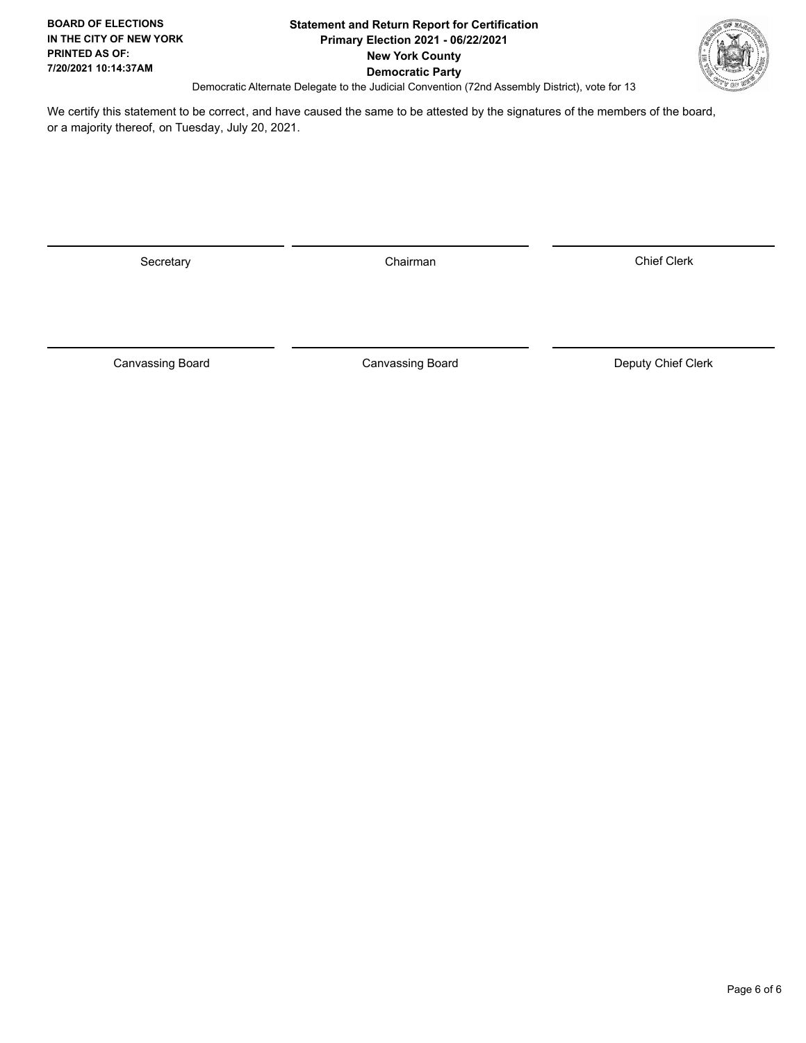**BOARD OF ELECTIONS IN THE CITY OF NEW YORK PRINTED AS OF: 7/20/2021 10:14:37AM**

**Statement and Return Report for Certification**
**Primary Election 2021 - 06/22/2021**
**New York County**
**Democratic Party**

Democratic Alternate Delegate to the Judicial Convention (72nd Assembly District), vote for 13

We certify this statement to be correct, and have caused the same to be attested by the signatures of the members of the board, or a majority thereof, on Tuesday, July 20, 2021.

| | | |
|---|---|---|
| Secretary | Chairman | Chief Clerk |
| Canvassing Board | Canvassing Board | Deputy Chief Clerk |